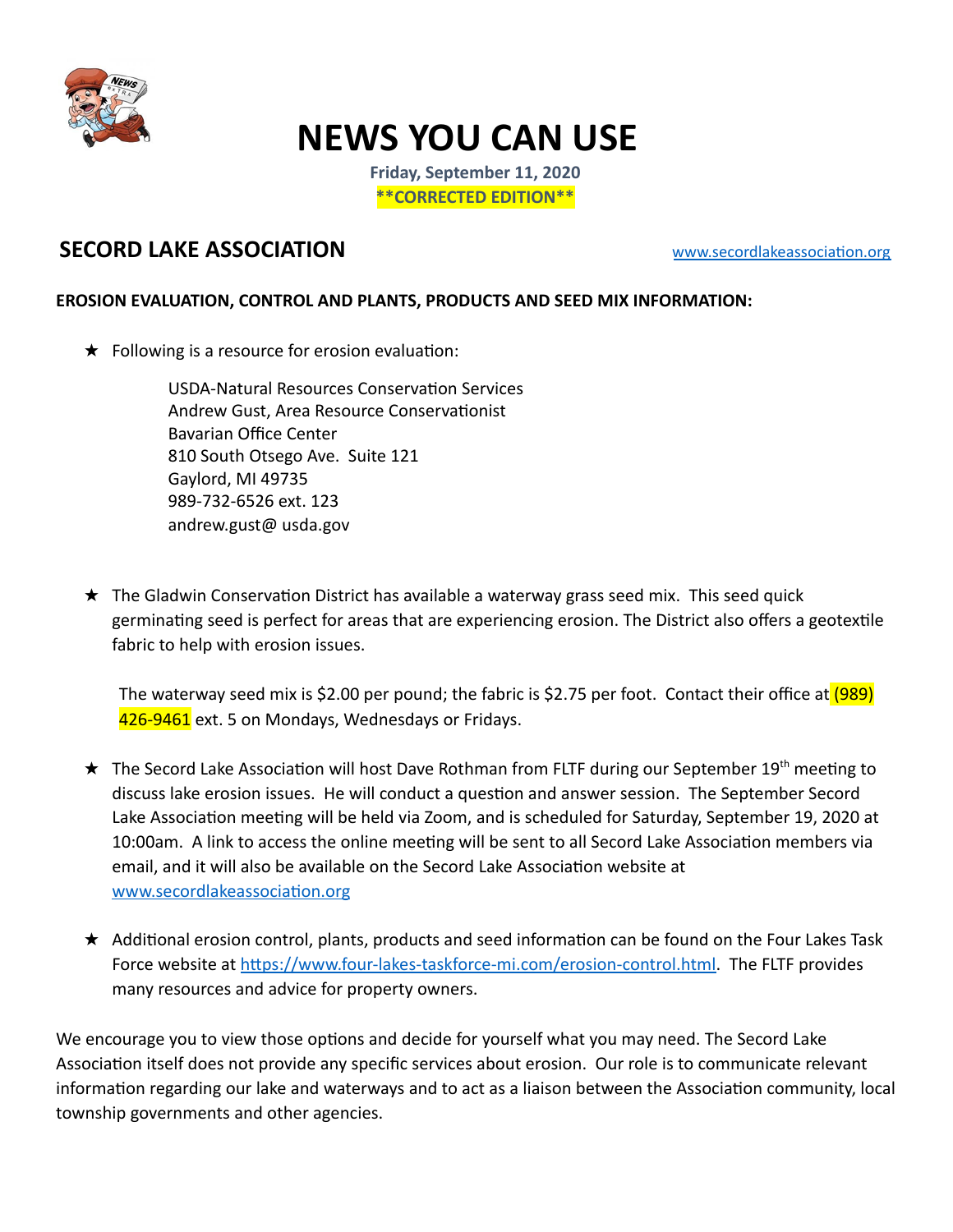# NEWS YOU CAN USE

**Friday, September 11, 2020**

****CORRECTED EDITION****

## SECORD LAKE ASSOCIATION

[www.secordlakeassociation.org](http://www.secordlakeassociation.org)

**EROSION EVALUATION, CONTROL AND PLANTS, PRODUCTS AND SEED MIX INFORMATION:**

★ Following is a resource for erosion evaluation:

USDA-Natural Resources Conservation Services
Andrew Gust, Area Resource Conservationist
Bavarian Office Center
810 South Otsego Ave. Suite 121
Gaylord, MI 49735
989-732-6526 ext. 123
andrew.gust@ usda.gov

★ The Gladwin Conservation District has available a waterway grass seed mix. This seed quick germinating seed is perfect for areas that are experiencing erosion. The District also offers a geotextile fabric to help with erosion issues.

The waterway seed mix is $2.00 per pound; the fabric is $2.75 per foot. Contact their office at (989) 426-9461 ext. 5 on Mondays, Wednesdays or Fridays.

★ The Secord Lake Association will host Dave Rothman from FLTF during our September 19th meeting to discuss lake erosion issues. He will conduct a question and answer session. The September Secord Lake Association meeting will be held via Zoom, and is scheduled for Saturday, September 19, 2020 at 10:00am. A link to access the online meeting will be sent to all Secord Lake Association members via email, and it will also be available on the Secord Lake Association website at [www.secordlakeassociation.org](http://www.secordlakeassociation.org)

★ Additional erosion control, plants, products and seed information can be found on the Four Lakes Task Force website at [https://www.four-lakes-taskforce-mi.com/erosion-control.html](https://www.four-lakes-taskforce-mi.com/erosion-control.html). The FLTF provides many resources and advice for property owners.

We encourage you to view those options and decide for yourself what you may need. The Secord Lake Association itself does not provide any specific services about erosion. Our role is to communicate relevant information regarding our lake and waterways and to act as a liaison between the Association community, local township governments and other agencies.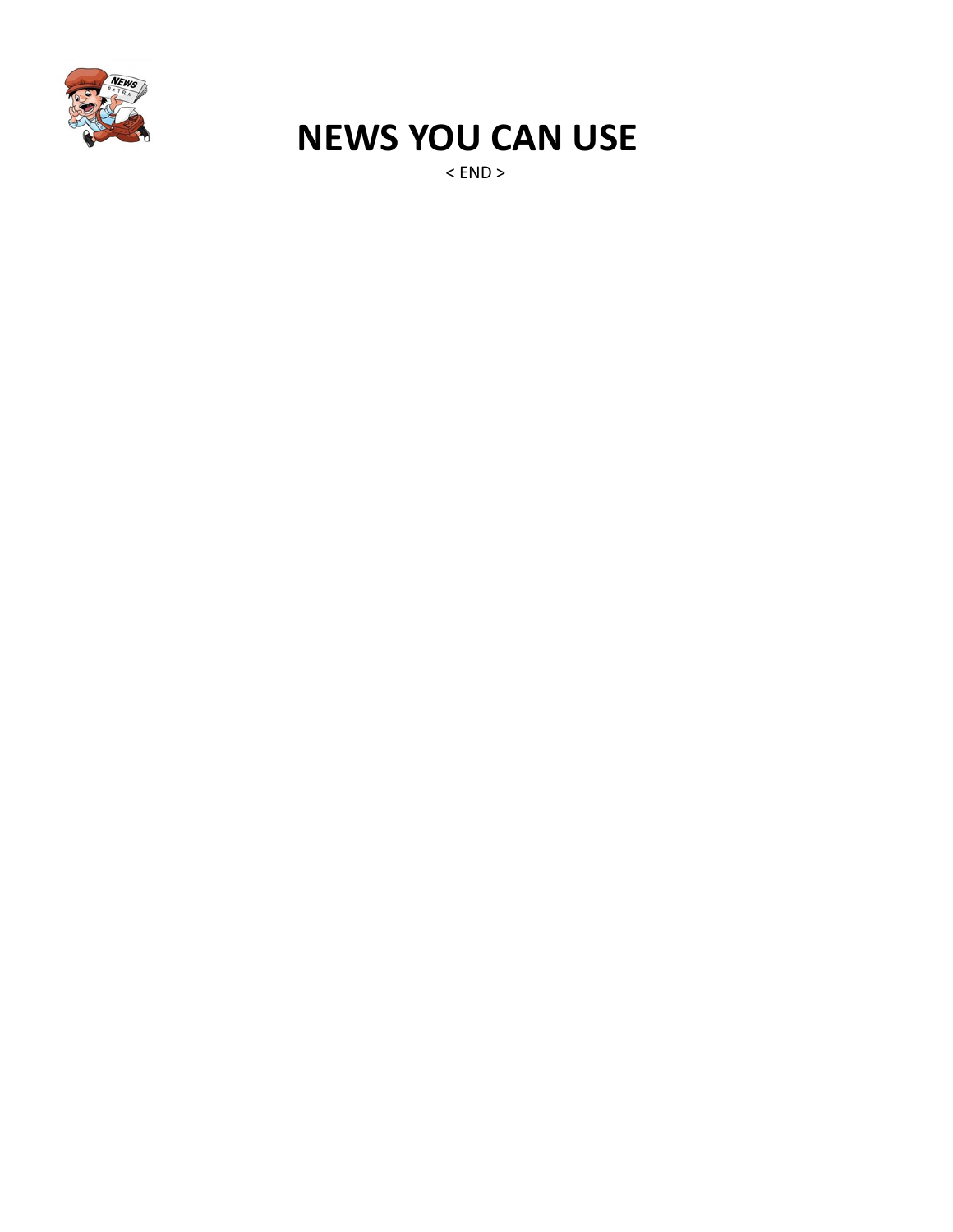# NEWS YOU CAN USE

< END >